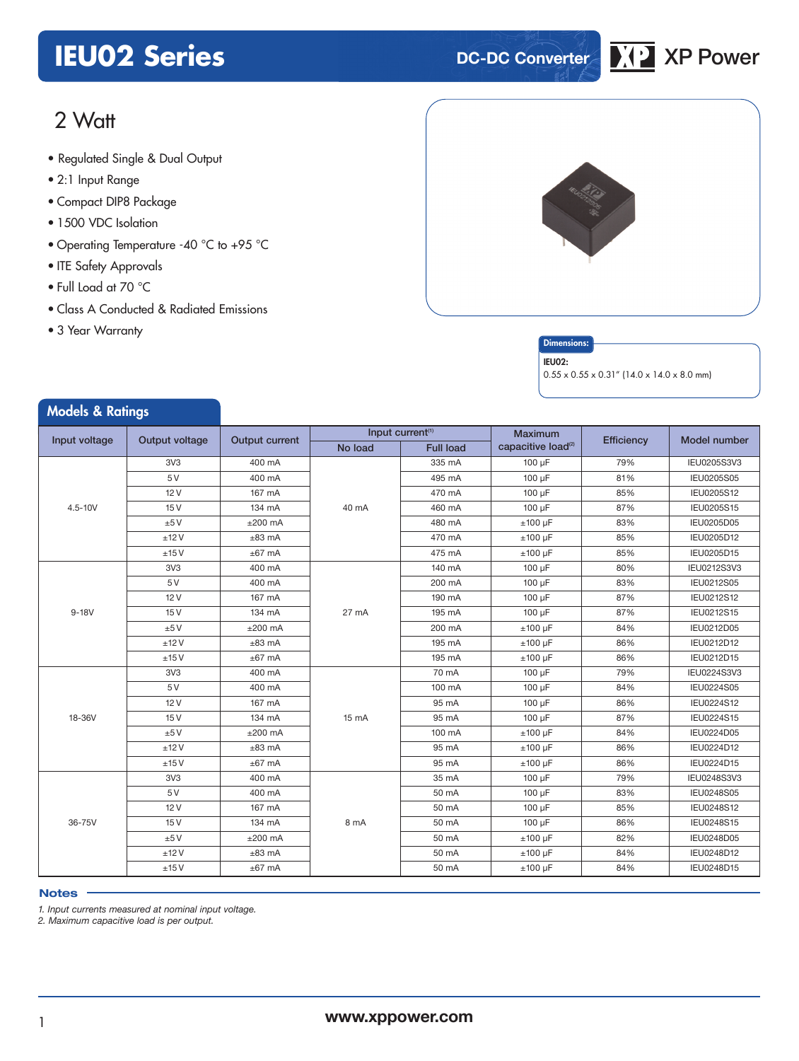# IEU02 Series

DC-DC Converter

XP Power

## 2 Watt

- Regulated Single & Dual Output
- 2:1 Input Range
- Compact DIP8 Package
- 1500 VDC Isolation
- Operating Temperature -40 °C to +95 °C
- ITE Safety Approvals
- Full Load at 70 °C
- Class A Conducted & Radiated Emissions
- 3 Year Warranty

**Dimensions:**

**IEU02:**

0.55 x 0.55 x 0.31" (14.0 x 14.0 x 8.0 mm)

## Models & Ratings

| Input voltage | Output voltage | Output current | Input current[1] | | Maximum capacitive load[2] | Efficiency | Model number |
|---|---|---|---|---|---|---|---|
| | | | No load | Full load | | | |
| 4.5-10V | 3V3 | 400 mA | 40 mA | 335 mA | 100 µF | 79% | IEU0205S3V3 |
| | 5 V | 400 mA | | 495 mA | 100 µF | 81% | IEU0205S05 |
| | 12 V | 167 mA | | 470 mA | 100 µF | 85% | IEU0205S12 |
| | 15 V | 134 mA | | 460 mA | 100 µF | 87% | IEU0205S15 |
| | ±5 V | ±200 mA | | 480 mA | ±100 µF | 83% | IEU0205D05 |
| | ±12 V | ±83 mA | | 470 mA | ±100 µF | 85% | IEU0205D12 |
| | ±15 V | ±67 mA | | 475 mA | ±100 µF | 85% | IEU0205D15 |
| 9-18V | 3V3 | 400 mA | 27 mA | 140 mA | 100 µF | 80% | IEU0212S3V3 |
| | 5 V | 400 mA | | 200 mA | 100 µF | 83% | IEU0212S05 |
| | 12 V | 167 mA | | 190 mA | 100 µF | 87% | IEU0212S12 |
| | 15 V | 134 mA | | 195 mA | 100 µF | 87% | IEU0212S15 |
| | ±5 V | ±200 mA | | 200 mA | ±100 µF | 84% | IEU0212D05 |
| | ±12 V | ±83 mA | | 195 mA | ±100 µF | 86% | IEU0212D12 |
| | ±15 V | ±67 mA | | 195 mA | ±100 µF | 86% | IEU0212D15 |
| 18-36V | 3V3 | 400 mA | 15 mA | 70 mA | 100 µF | 79% | IEU0224S3V3 |
| | 5 V | 400 mA | | 100 mA | 100 µF | 84% | IEU0224S05 |
| | 12 V | 167 mA | | 95 mA | 100 µF | 86% | IEU0224S12 |
| | 15 V | 134 mA | | 95 mA | 100 µF | 87% | IEU0224S15 |
| | ±5 V | ±200 mA | | 100 mA | ±100 µF | 84% | IEU0224D05 |
| | ±12 V | ±83 mA | | 95 mA | ±100 µF | 86% | IEU0224D12 |
| | ±15 V | ±67 mA | | 95 mA | ±100 µF | 86% | IEU0224D15 |
| 36-75V | 3V3 | 400 mA | 8 mA | 35 mA | 100 µF | 79% | IEU0248S3V3 |
| | 5 V | 400 mA | | 50 mA | 100 µF | 83% | IEU0248S05 |
| | 12 V | 167 mA | | 50 mA | 100 µF | 85% | IEU0248S12 |
| | 15 V | 134 mA | | 50 mA | 100 µF | 86% | IEU0248S15 |
| | ±5 V | ±200 mA | | 50 mA | ±100 µF | 82% | IEU0248D05 |
| | ±12 V | ±83 mA | | 50 mA | ±100 µF | 84% | IEU0248D12 |
| | ±15 V | ±67 mA | | 50 mA | ±100 µF | 84% | IEU0248D15 |

**Notes**

*1. Input currents measured at nominal input voltage.*
*2. Maximum capacitive load is per output.*

www.xppower.com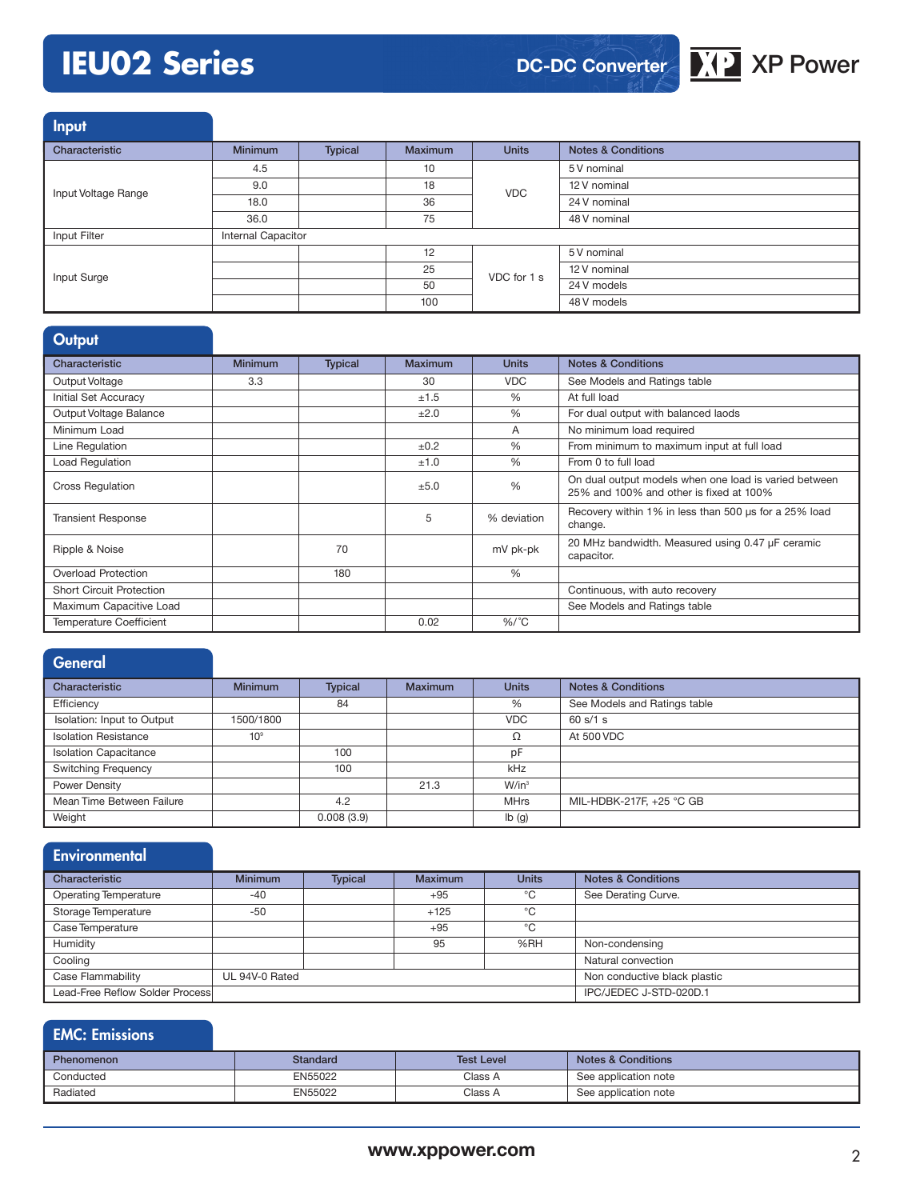# IEU02 Series

DC-DC Converter

## Input

| Characteristic | Minimum | Typical | Maximum | Units | Notes & Conditions |
|---|---|---|---|---|---|
| Input Voltage Range | 4.5 | | 10 | VDC | 5 V nominal |
| | 9.0 | | 18 | | 12 V nominal |
| | 18.0 | | 36 | | 24 V nominal |
| | 36.0 | | 75 | | 48 V nominal |
| Input Filter | Internal Capacitor | | | | |
| Input Surge | | | 12 | VDC for 1 s | 5 V nominal |
| | | | 25 | | 12 V nominal |
| | | | 50 | | 24 V models |
| | | | 100 | | 48 V models |

## Output

| Characteristic | Minimum | Typical | Maximum | Units | Notes & Conditions |
|---|---|---|---|---|---|
| Output Voltage | 3.3 | | 30 | VDC | See Models and Ratings table |
| Initial Set Accuracy | | | ±1.5 | % | At full load |
| Output Voltage Balance | | | ±2.0 | % | For dual output with balanced laods |
| Minimum Load | | | | A | No minimum load required |
| Line Regulation | | | ±0.2 | % | From minimum to maximum input at full load |
| Load Regulation | | | ±1.0 | % | From 0 to full load |
| Cross Regulation | | | ±5.0 | % | On dual output models when one load is varied between 25% and 100% and other is fixed at 100% |
| Transient Response | | | 5 | % deviation | Recovery within 1% in less than 500 µs for a 25% load change. |
| Ripple & Noise | | 70 | | mV pk-pk | 20 MHz bandwidth. Measured using 0.47 µF ceramic capacitor. |
| Overload Protection | | 180 | | % | |
| Short Circuit Protection | | | | | Continuous, with auto recovery |
| Maximum Capacitive Load | | | | | See Models and Ratings table |
| Temperature Coefficient | | | 0.02 | %/°C | |

## General

| Characteristic | Minimum | Typical | Maximum | Units | Notes & Conditions |
|---|---|---|---|---|---|
| Efficiency | | 84 | | % | See Models and Ratings table |
| Isolation: Input to Output | 1500/1800 | | | VDC | 60 s/1 s |
| Isolation Resistance | $10^9$ | | | Ω | At 500 VDC |
| Isolation Capacitance | | 100 | | pF | |
| Switching Frequency | | 100 | | kHz | |
| Power Density | | | 21.3 | W/in³ | |
| Mean Time Between Failure | | 4.2 | | MHrs | MIL-HDBK-217F, +25 °C GB |
| Weight | | 0.008 (3.9) | | lb (g) | |

## Environmental

| Characteristic | Minimum | Typical | Maximum | Units | Notes & Conditions |
|---|---|---|---|---|---|
| Operating Temperature | -40 | | +95 | °C | See Derating Curve. |
| Storage Temperature | -50 | | +125 | °C | |
| Case Temperature | | | +95 | °C | |
| Humidity | | | 95 | %RH | Non-condensing |
| Cooling | | | | | Natural convection |
| Case Flammability | UL 94V-0 Rated | | | | Non conductive black plastic |
| Lead-Free Reflow Solder Process | | | | | IPC/JEDEC J-STD-020D.1 |

## EMC: Emissions

| Phenomenon | Standard | Test Level | Notes & Conditions |
|---|---|---|---|
| Conducted | EN55022 | Class A | See application note |
| Radiated | EN55022 | Class A | See application note |

www.xppower.com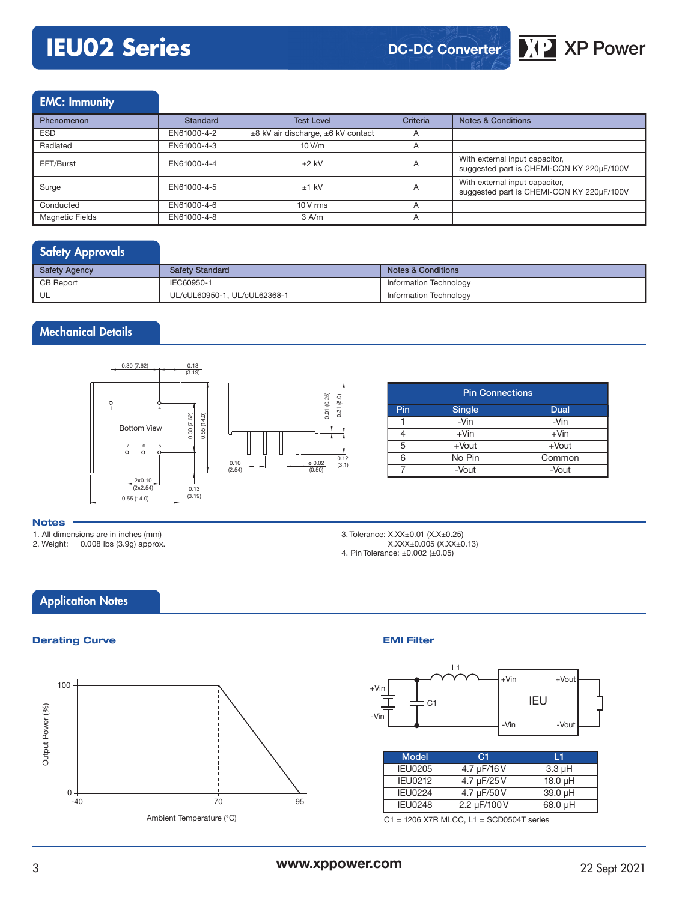# IEU02 Series

DC-DC Converter

## EMC: Immunity

| Phenomenon | Standard | Test Level | Criteria | Notes & Conditions |
|---|---|---|---|---|
| ESD | EN61000-4-2 | ±8 kV air discharge, ±6 kV contact | A | |
| Radiated | EN61000-4-3 | 10 V/m | A | |
| EFT/Burst | EN61000-4-4 | ±2 kV | A | With external input capacitor, suggested part is CHEMI-CON KY 220µF/100V |
| Surge | EN61000-4-5 | ±1 kV | A | With external input capacitor, suggested part is CHEMI-CON KY 220µF/100V |
| Conducted | EN61000-4-6 | 10 V rms | A | |
| Magnetic Fields | EN61000-4-8 | 3 A/m | A | |

## Safety Approvals

| Safety Agency | Safety Standard | Notes & Conditions |
|---|---|---|
| CB Report | IEC60950-1 | Information Technology |
| UL | UL/cUL60950-1, UL/cUL62368-1 | Information Technology |

## Mechanical Details

0.30 (7.62)
0.13 (3.19)
Bottom View
1
4
7 6 5
0.30 (7.62)
0.55 (14.0)
2x0.10 (2x2.54)
0.55 (14.0)
0.13 (3.19)
0.01 (0.25)
0.31 (8.0)
0.10 (2.54)
ø 0.02 (0.50)
0.12 (3.1)

| Pin Connections | | |
|---|---|---|
| Pin | Single | Dual |
| 1 | -Vin | -Vin |
| 4 | +Vin | +Vin |
| 5 | +Vout | +Vout |
| 6 | No Pin | Common |
| 7 | -Vout | -Vout |

### Notes

1. All dimensions are in inches (mm)
2. Weight: 0.008 lbs (3.9g) approx.
3. Tolerance: X.XX±0.01 (X.X±0.25)
   X.XXX±0.005 (X.XX±0.13)
4. Pin Tolerance: ±0.002 (±0.05)

## Application Notes

### Derating Curve

100
0
-40
70
95
Output Power (%)
Ambient Temperature (°C)

### EMI Filter

L1
+Vin
-Vin
C1
+Vin
+Vout
IEU
-Vin
-Vout

| Model | C1 | L1 |
|---|---|---|
| IEU0205 | 4.7 µF/16 V | 3.3 µH |
| IEU0212 | 4.7 µF/25 V | 18.0 µH |
| IEU0224 | 4.7 µF/50 V | 39.0 µH |
| IEU0248 | 2.2 µF/100 V | 68.0 µH |

C1 = 1206 X7R MLCC, L1 = SCD0504T series

www.xppower.com

22 Sept 2021